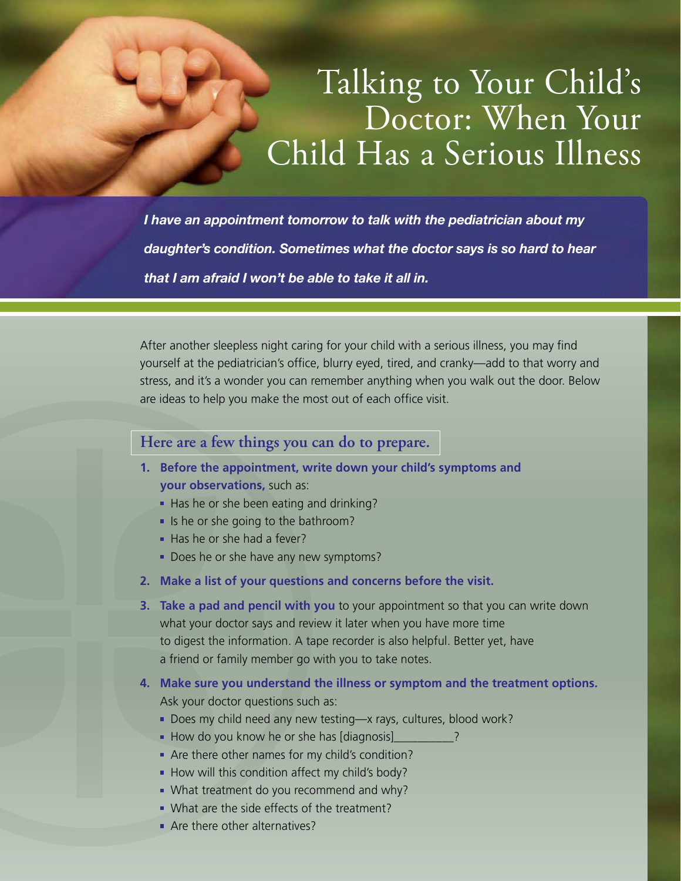# Talking to Your Child's Doctor: When Your Child Has a Serious Illness

***I have an appointment tomorrow to talk with the pediatrician about my daughter's condition. Sometimes what the doctor says is so hard to hear that I am afraid I won't be able to take it all in.***

After another sleepless night caring for your child with a serious illness, you may find yourself at the pediatrician's office, blurry eyed, tired, and cranky—add to that worry and stress, and it's a wonder you can remember anything when you walk out the door. Below are ideas to help you make the most out of each office visit.

## Here are a few things you can do to prepare.

1. **Before the appointment, write down your child's symptoms and your observations,** such as:
   - Has he or she been eating and drinking?
   - Is he or she going to the bathroom?
   - Has he or she had a fever?
   - Does he or she have any new symptoms?
2. **Make a list of your questions and concerns before the visit.**
3. **Take a pad and pencil with you** to your appointment so that you can write down what your doctor says and review it later when you have more time to digest the information. A tape recorder is also helpful. Better yet, have a friend or family member go with you to take notes.
4. **Make sure you understand the illness or symptom and the treatment options.** Ask your doctor questions such as:
   - Does my child need any new testing—x rays, cultures, blood work?
   - How do you know he or she has [diagnosis]__________?
   - Are there other names for my child's condition?
   - How will this condition affect my child's body?
   - What treatment do you recommend and why?
   - What are the side effects of the treatment?
   - Are there other alternatives?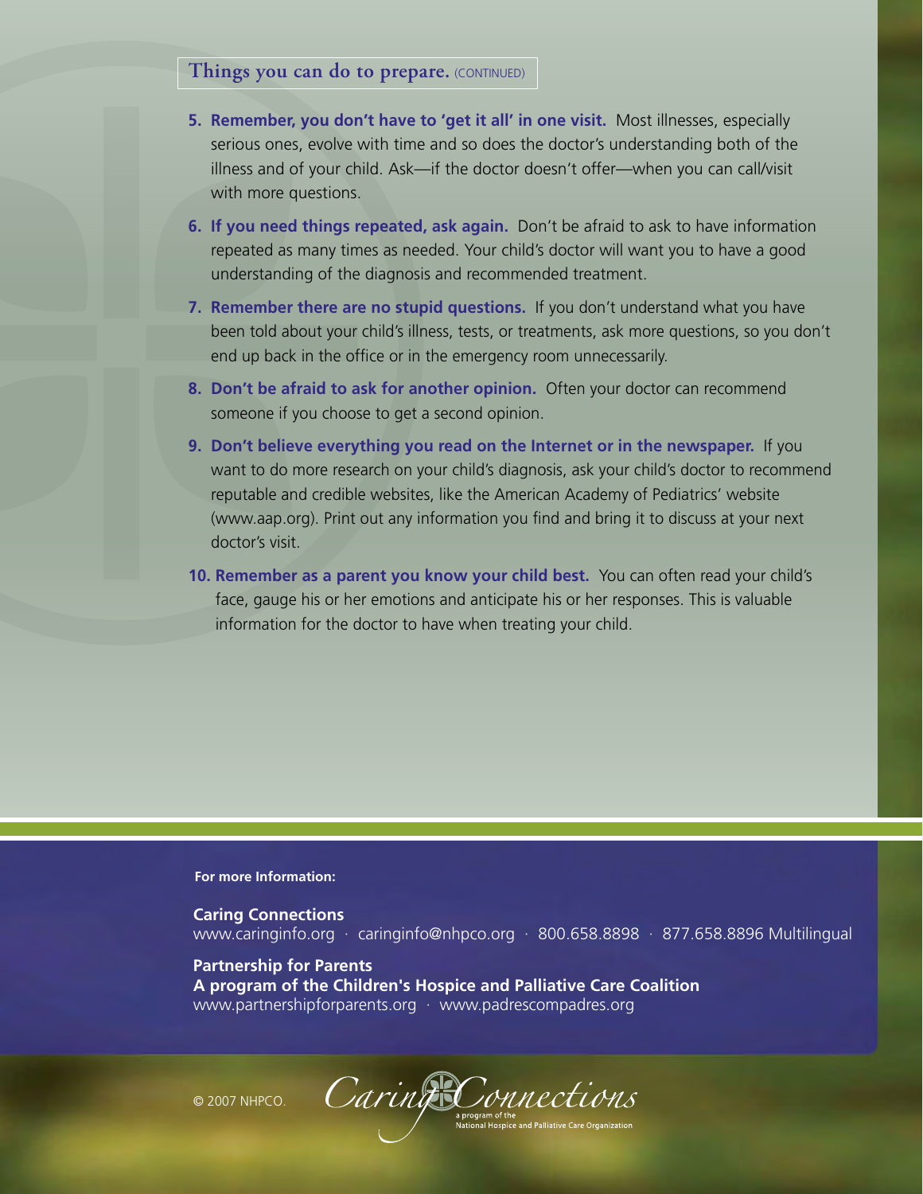## Things you can do to prepare. (CONTINUED)

5. **Remember, you don't have to 'get it all' in one visit.** Most illnesses, especially serious ones, evolve with time and so does the doctor's understanding both of the illness and of your child. Ask—if the doctor doesn't offer—when you can call/visit with more questions.
6. **If you need things repeated, ask again.** Don't be afraid to ask to have information repeated as many times as needed. Your child's doctor will want you to have a good understanding of the diagnosis and recommended treatment.
7. **Remember there are no stupid questions.** If you don't understand what you have been told about your child's illness, tests, or treatments, ask more questions, so you don't end up back in the office or in the emergency room unnecessarily.
8. **Don't be afraid to ask for another opinion.** Often your doctor can recommend someone if you choose to get a second opinion.
9. **Don't believe everything you read on the Internet or in the newspaper.** If you want to do more research on your child's diagnosis, ask your child's doctor to recommend reputable and credible websites, like the American Academy of Pediatrics' website (www.aap.org). Print out any information you find and bring it to discuss at your next doctor's visit.
10. **Remember as a parent you know your child best.** You can often read your child's face, gauge his or her emotions and anticipate his or her responses. This is valuable information for the doctor to have when treating your child.

**For more Information:**

**Caring Connections**
www.caringinfo.org · caringinfo@nhpco.org · 800.658.8898 · 877.658.8896 Multilingual

**Partnership for Parents**
**A program of the Children's Hospice and Palliative Care Coalition**
www.partnershipforparents.org · www.padrescompadres.org

© 2007 NHPCO.

Caring Connections
a program of the National Hospice and Palliative Care Organization